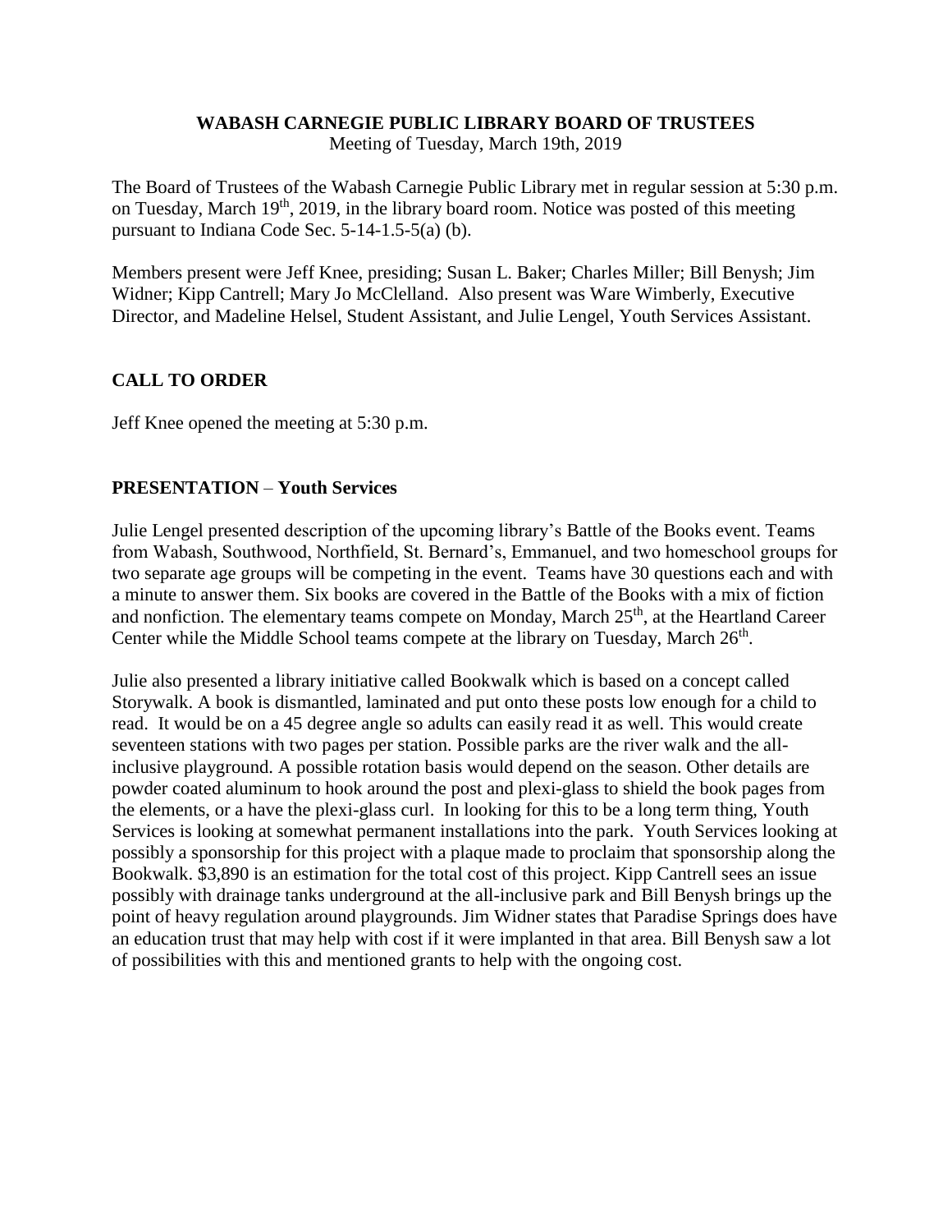# WABASH CARNEGIE PUBLIC LIBRARY BOARD OF TRUSTEES

Meeting of Tuesday, March 19th, 2019

The Board of Trustees of the Wabash Carnegie Public Library met in regular session at 5:30 p.m. on Tuesday, March 19th, 2019, in the library board room. Notice was posted of this meeting pursuant to Indiana Code Sec. 5-14-1.5-5(a) (b).

Members present were Jeff Knee, presiding; Susan L. Baker; Charles Miller; Bill Benysh; Jim Widner; Kipp Cantrell; Mary Jo McClelland. Also present was Ware Wimberly, Executive Director, and Madeline Helsel, Student Assistant, and Julie Lengel, Youth Services Assistant.

## CALL TO ORDER

Jeff Knee opened the meeting at 5:30 p.m.

## PRESENTATION – Youth Services

Julie Lengel presented description of the upcoming library's Battle of the Books event. Teams from Wabash, Southwood, Northfield, St. Bernard's, Emmanuel, and two homeschool groups for two separate age groups will be competing in the event. Teams have 30 questions each and with a minute to answer them. Six books are covered in the Battle of the Books with a mix of fiction and nonfiction. The elementary teams compete on Monday, March 25th, at the Heartland Career Center while the Middle School teams compete at the library on Tuesday, March 26th.

Julie also presented a library initiative called Bookwalk which is based on a concept called Storywalk. A book is dismantled, laminated and put onto these posts low enough for a child to read. It would be on a 45 degree angle so adults can easily read it as well. This would create seventeen stations with two pages per station. Possible parks are the river walk and the all-inclusive playground. A possible rotation basis would depend on the season. Other details are powder coated aluminum to hook around the post and plexi-glass to shield the book pages from the elements, or a have the plexi-glass curl. In looking for this to be a long term thing, Youth Services is looking at somewhat permanent installations into the park. Youth Services looking at possibly a sponsorship for this project with a plaque made to proclaim that sponsorship along the Bookwalk. $3,890 is an estimation for the total cost of this project. Kipp Cantrell sees an issue possibly with drainage tanks underground at the all-inclusive park and Bill Benysh brings up the point of heavy regulation around playgrounds. Jim Widner states that Paradise Springs does have an education trust that may help with cost if it were implanted in that area. Bill Benysh saw a lot of possibilities with this and mentioned grants to help with the ongoing cost.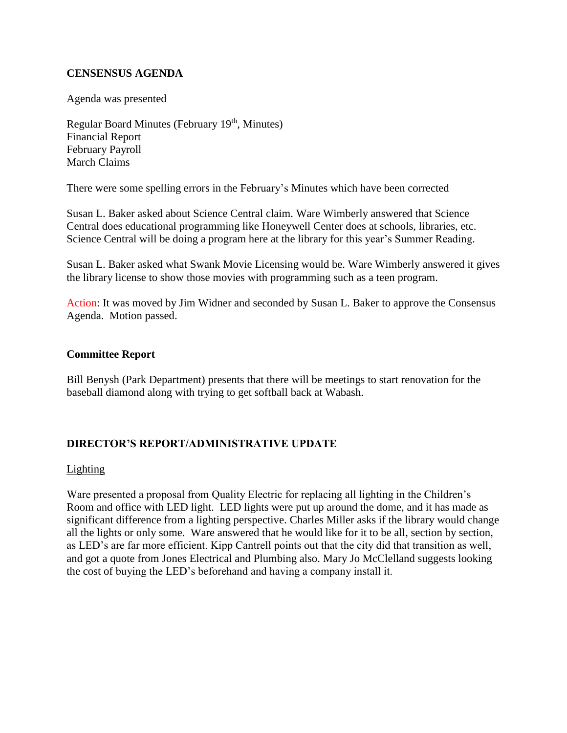## CENSENSUS AGENDA

Agenda was presented

Regular Board Minutes (February 19th, Minutes)
Financial Report
February Payroll
March Claims

There were some spelling errors in the February's Minutes which have been corrected

Susan L. Baker asked about Science Central claim. Ware Wimberly answered that Science Central does educational programming like Honeywell Center does at schools, libraries, etc. Science Central will be doing a program here at the library for this year's Summer Reading.

Susan L. Baker asked what Swank Movie Licensing would be. Ware Wimberly answered it gives the library license to show those movies with programming such as a teen program.

Action: It was moved by Jim Widner and seconded by Susan L. Baker to approve the Consensus Agenda. Motion passed.

## Committee Report

Bill Benysh (Park Department) presents that there will be meetings to start renovation for the baseball diamond along with trying to get softball back at Wabash.

## DIRECTOR'S REPORT/ADMINISTRATIVE UPDATE

### Lighting

Ware presented a proposal from Quality Electric for replacing all lighting in the Children's Room and office with LED light. LED lights were put up around the dome, and it has made as significant difference from a lighting perspective. Charles Miller asks if the library would change all the lights or only some. Ware answered that he would like for it to be all, section by section, as LED's are far more efficient. Kipp Cantrell points out that the city did that transition as well, and got a quote from Jones Electrical and Plumbing also. Mary Jo McClelland suggests looking the cost of buying the LED's beforehand and having a company install it.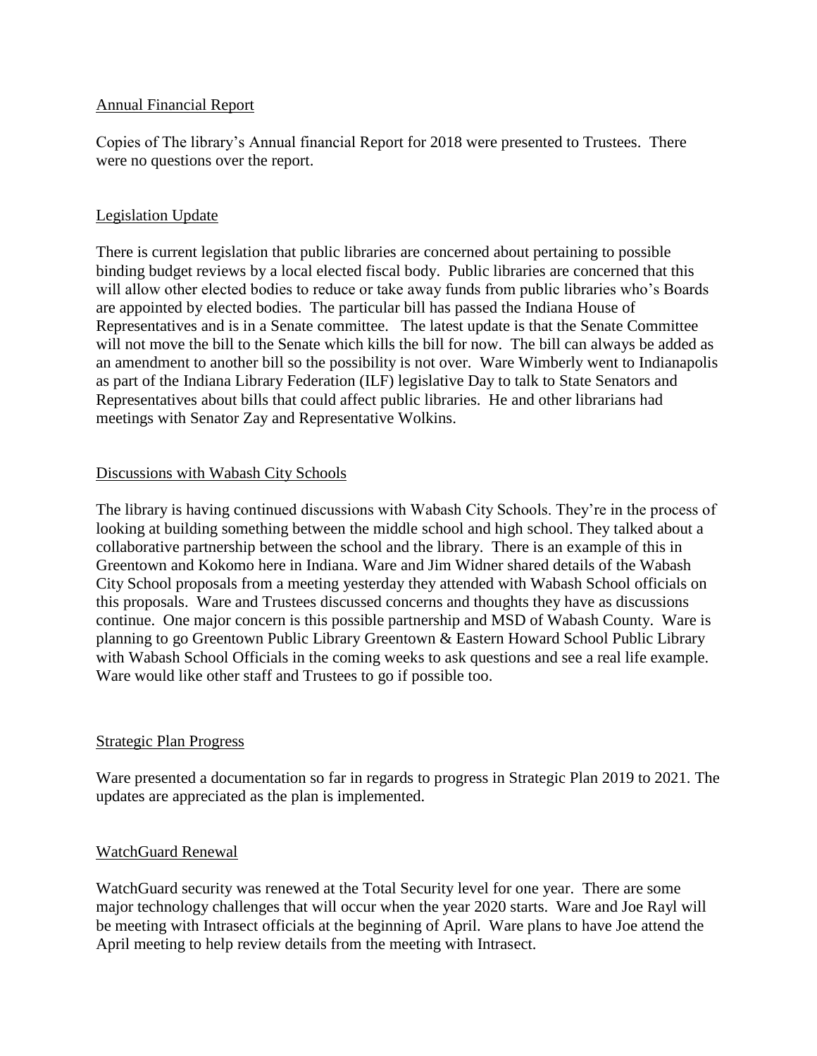Annual Financial Report

Copies of The library's Annual financial Report for 2018 were presented to Trustees. There were no questions over the report.

Legislation Update

There is current legislation that public libraries are concerned about pertaining to possible binding budget reviews by a local elected fiscal body. Public libraries are concerned that this will allow other elected bodies to reduce or take away funds from public libraries who's Boards are appointed by elected bodies. The particular bill has passed the Indiana House of Representatives and is in a Senate committee. The latest update is that the Senate Committee will not move the bill to the Senate which kills the bill for now. The bill can always be added as an amendment to another bill so the possibility is not over. Ware Wimberly went to Indianapolis as part of the Indiana Library Federation (ILF) legislative Day to talk to State Senators and Representatives about bills that could affect public libraries. He and other librarians had meetings with Senator Zay and Representative Wolkins.

Discussions with Wabash City Schools

The library is having continued discussions with Wabash City Schools. They're in the process of looking at building something between the middle school and high school. They talked about a collaborative partnership between the school and the library. There is an example of this in Greentown and Kokomo here in Indiana. Ware and Jim Widner shared details of the Wabash City School proposals from a meeting yesterday they attended with Wabash School officials on this proposals. Ware and Trustees discussed concerns and thoughts they have as discussions continue. One major concern is this possible partnership and MSD of Wabash County. Ware is planning to go Greentown Public Library Greentown & Eastern Howard School Public Library with Wabash School Officials in the coming weeks to ask questions and see a real life example. Ware would like other staff and Trustees to go if possible too.

Strategic Plan Progress

Ware presented a documentation so far in regards to progress in Strategic Plan 2019 to 2021. The updates are appreciated as the plan is implemented.

WatchGuard Renewal

WatchGuard security was renewed at the Total Security level for one year. There are some major technology challenges that will occur when the year 2020 starts. Ware and Joe Rayl will be meeting with Intrasect officials at the beginning of April. Ware plans to have Joe attend the April meeting to help review details from the meeting with Intrasect.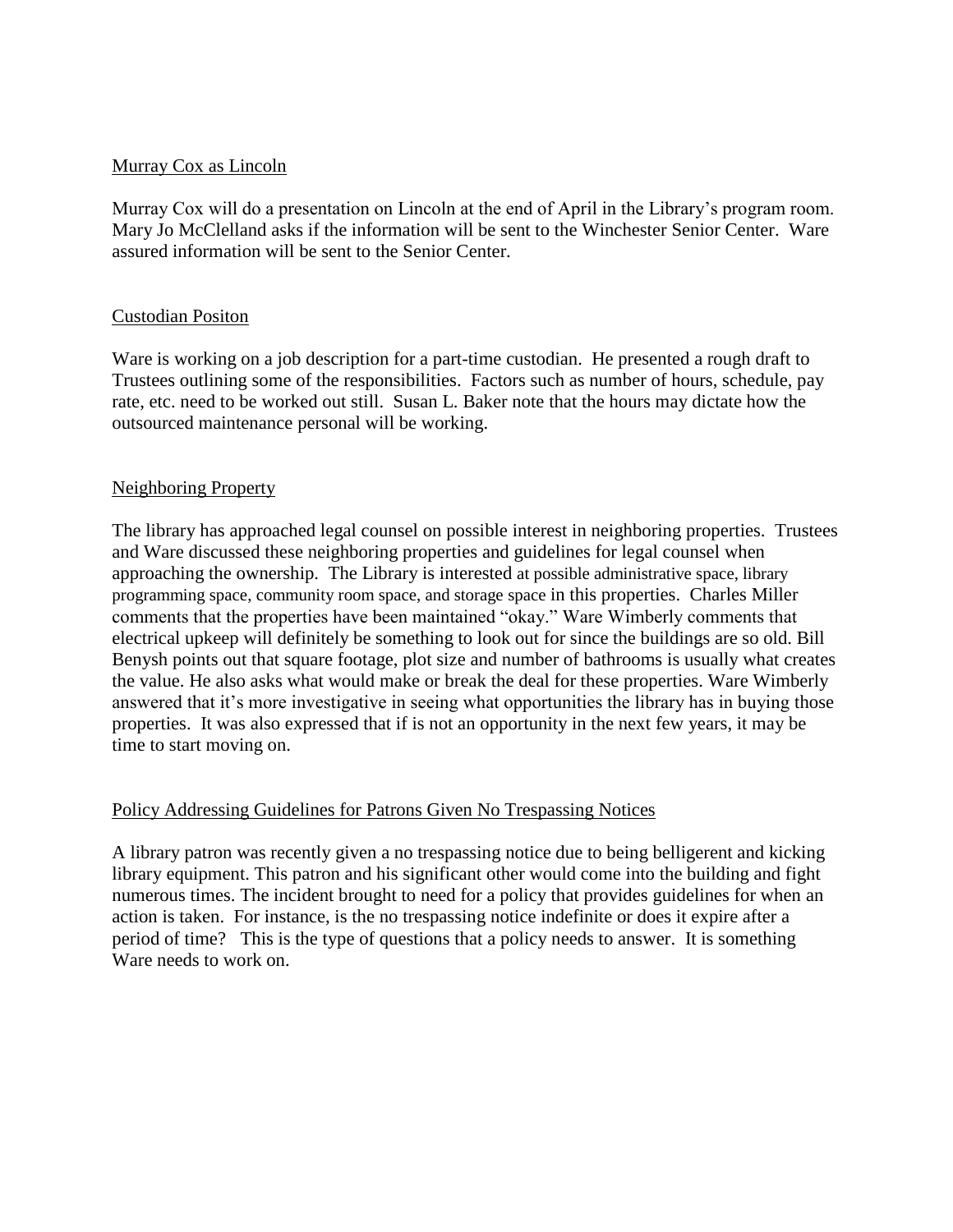Murray Cox as Lincoln

Murray Cox will do a presentation on Lincoln at the end of April in the Library's program room. Mary Jo McClelland asks if the information will be sent to the Winchester Senior Center. Ware assured information will be sent to the Senior Center.

Custodian Positon

Ware is working on a job description for a part-time custodian. He presented a rough draft to Trustees outlining some of the responsibilities. Factors such as number of hours, schedule, pay rate, etc. need to be worked out still. Susan L. Baker note that the hours may dictate how the outsourced maintenance personal will be working.

Neighboring Property

The library has approached legal counsel on possible interest in neighboring properties. Trustees and Ware discussed these neighboring properties and guidelines for legal counsel when approaching the ownership. The Library is interested at possible administrative space, library programming space, community room space, and storage space in this properties. Charles Miller comments that the properties have been maintained "okay." Ware Wimberly comments that electrical upkeep will definitely be something to look out for since the buildings are so old. Bill Benysh points out that square footage, plot size and number of bathrooms is usually what creates the value. He also asks what would make or break the deal for these properties. Ware Wimberly answered that it's more investigative in seeing what opportunities the library has in buying those properties. It was also expressed that if is not an opportunity in the next few years, it may be time to start moving on.

Policy Addressing Guidelines for Patrons Given No Trespassing Notices

A library patron was recently given a no trespassing notice due to being belligerent and kicking library equipment. This patron and his significant other would come into the building and fight numerous times. The incident brought to need for a policy that provides guidelines for when an action is taken. For instance, is the no trespassing notice indefinite or does it expire after a period of time? This is the type of questions that a policy needs to answer. It is something Ware needs to work on.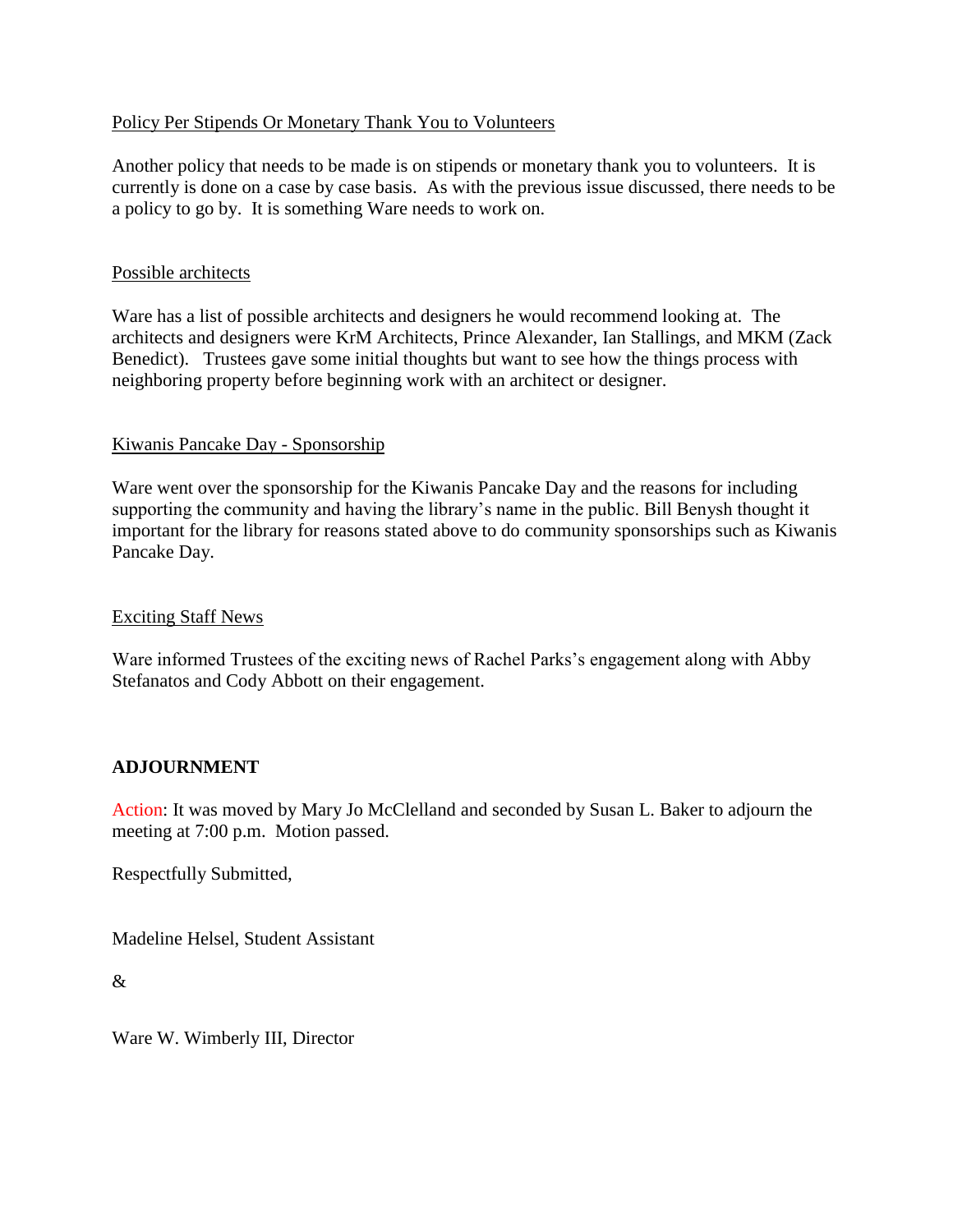Policy Per Stipends Or Monetary Thank You to Volunteers

Another policy that needs to be made is on stipends or monetary thank you to volunteers. It is currently is done on a case by case basis. As with the previous issue discussed, there needs to be a policy to go by. It is something Ware needs to work on.

Possible architects

Ware has a list of possible architects and designers he would recommend looking at. The architects and designers were KrM Architects, Prince Alexander, Ian Stallings, and MKM (Zack Benedict). Trustees gave some initial thoughts but want to see how the things process with neighboring property before beginning work with an architect or designer.

Kiwanis Pancake Day - Sponsorship

Ware went over the sponsorship for the Kiwanis Pancake Day and the reasons for including supporting the community and having the library's name in the public. Bill Benysh thought it important for the library for reasons stated above to do community sponsorships such as Kiwanis Pancake Day.

Exciting Staff News

Ware informed Trustees of the exciting news of Rachel Parks's engagement along with Abby Stefanatos and Cody Abbott on their engagement.

**ADJOURNMENT**

Action: It was moved by Mary Jo McClelland and seconded by Susan L. Baker to adjourn the meeting at 7:00 p.m. Motion passed.

Respectfully Submitted,

Madeline Helsel, Student Assistant

&

Ware W. Wimberly III, Director